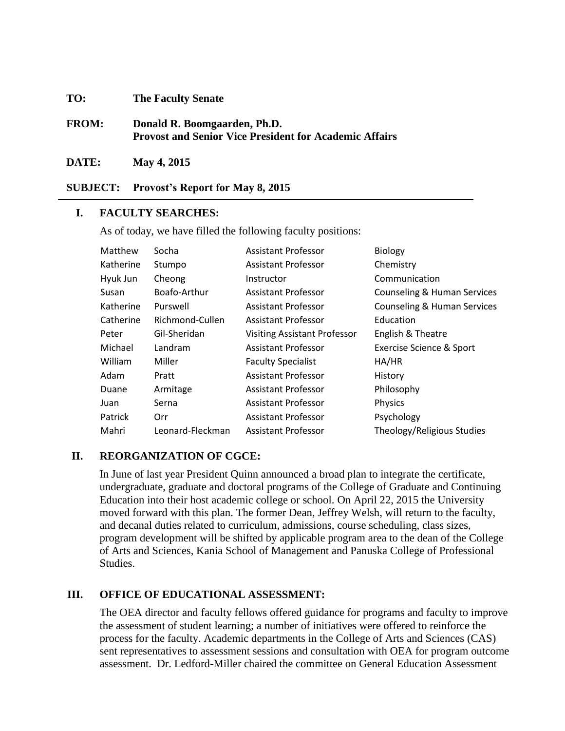**TO:** **The Faculty Senate**

**FROM:** **Donald R. Boomgaarden, Ph.D.**
**Provost and Senior Vice President for Academic Affairs**

**DATE:** **May 4, 2015**

**SUBJECT:** **Provost's Report for May 8, 2015**

---

## I. FACULTY SEARCHES:

As of today, we have filled the following faculty positions:

| | | | |
|---|---|---|---|
| Matthew | Socha | Assistant Professor | Biology |
| Katherine | Stumpo | Assistant Professor | Chemistry |
| Hyuk Jun | Cheong | Instructor | Communication |
| Susan | Boafo-Arthur | Assistant Professor | Counseling & Human Services |
| Katherine | Purswell | Assistant Professor | Counseling & Human Services |
| Catherine | Richmond-Cullen | Assistant Professor | Education |
| Peter | Gil-Sheridan | Visiting Assistant Professor | English & Theatre |
| Michael | Landram | Assistant Professor | Exercise Science & Sport |
| William | Miller | Faculty Specialist | HA/HR |
| Adam | Pratt | Assistant Professor | History |
| Duane | Armitage | Assistant Professor | Philosophy |
| Juan | Serna | Assistant Professor | Physics |
| Patrick | Orr | Assistant Professor | Psychology |
| Mahri | Leonard-Fleckman | Assistant Professor | Theology/Religious Studies |

## II. REORGANIZATION OF CGCE:

In June of last year President Quinn announced a broad plan to integrate the certificate, undergraduate, graduate and doctoral programs of the College of Graduate and Continuing Education into their host academic college or school. On April 22, 2015 the University moved forward with this plan. The former Dean, Jeffrey Welsh, will return to the faculty, and decanal duties related to curriculum, admissions, course scheduling, class sizes, program development will be shifted by applicable program area to the dean of the College of Arts and Sciences, Kania School of Management and Panuska College of Professional Studies.

## III. OFFICE OF EDUCATIONAL ASSESSMENT:

The OEA director and faculty fellows offered guidance for programs and faculty to improve the assessment of student learning; a number of initiatives were offered to reinforce the process for the faculty. Academic departments in the College of Arts and Sciences (CAS) sent representatives to assessment sessions and consultation with OEA for program outcome assessment. Dr. Ledford-Miller chaired the committee on General Education Assessment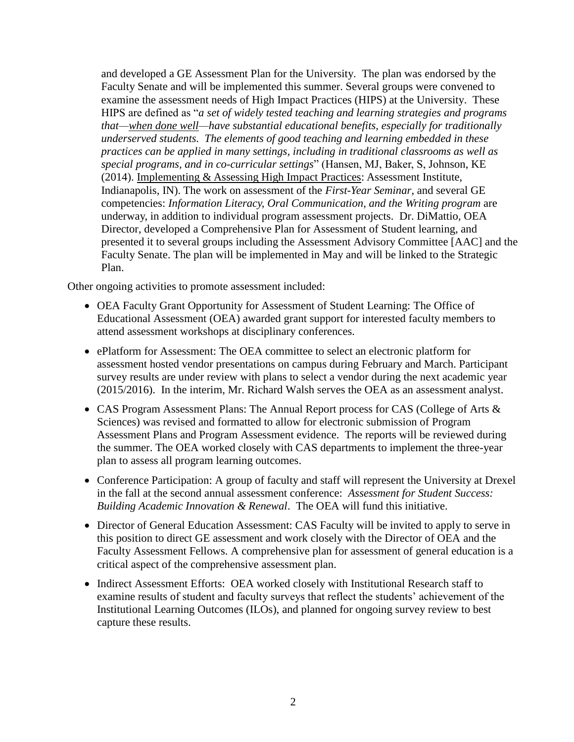and developed a GE Assessment Plan for the University. The plan was endorsed by the Faculty Senate and will be implemented this summer. Several groups were convened to examine the assessment needs of High Impact Practices (HIPS) at the University. These HIPS are defined as "*a set of widely tested teaching and learning strategies and programs that—when done well—have substantial educational benefits, especially for traditionally underserved students. The elements of good teaching and learning embedded in these practices can be applied in many settings, including in traditional classrooms as well as special programs, and in co-curricular settings*" (Hansen, MJ, Baker, S, Johnson, KE (2014). Implementing & Assessing High Impact Practices: Assessment Institute, Indianapolis, IN). The work on assessment of the *First-Year Seminar*, and several GE competencies: *Information Literacy, Oral Communication, and the Writing program* are underway, in addition to individual program assessment projects. Dr. DiMattio, OEA Director, developed a Comprehensive Plan for Assessment of Student learning, and presented it to several groups including the Assessment Advisory Committee [AAC] and the Faculty Senate. The plan will be implemented in May and will be linked to the Strategic Plan.

Other ongoing activities to promote assessment included:

- OEA Faculty Grant Opportunity for Assessment of Student Learning: The Office of Educational Assessment (OEA) awarded grant support for interested faculty members to attend assessment workshops at disciplinary conferences.
- ePlatform for Assessment: The OEA committee to select an electronic platform for assessment hosted vendor presentations on campus during February and March. Participant survey results are under review with plans to select a vendor during the next academic year (2015/2016). In the interim, Mr. Richard Walsh serves the OEA as an assessment analyst.
- CAS Program Assessment Plans: The Annual Report process for CAS (College of Arts & Sciences) was revised and formatted to allow for electronic submission of Program Assessment Plans and Program Assessment evidence. The reports will be reviewed during the summer. The OEA worked closely with CAS departments to implement the three-year plan to assess all program learning outcomes.
- Conference Participation: A group of faculty and staff will represent the University at Drexel in the fall at the second annual assessment conference: *Assessment for Student Success: Building Academic Innovation & Renewal*. The OEA will fund this initiative.
- Director of General Education Assessment: CAS Faculty will be invited to apply to serve in this position to direct GE assessment and work closely with the Director of OEA and the Faculty Assessment Fellows. A comprehensive plan for assessment of general education is a critical aspect of the comprehensive assessment plan.
- Indirect Assessment Efforts: OEA worked closely with Institutional Research staff to examine results of student and faculty surveys that reflect the students' achievement of the Institutional Learning Outcomes (ILOs), and planned for ongoing survey review to best capture these results.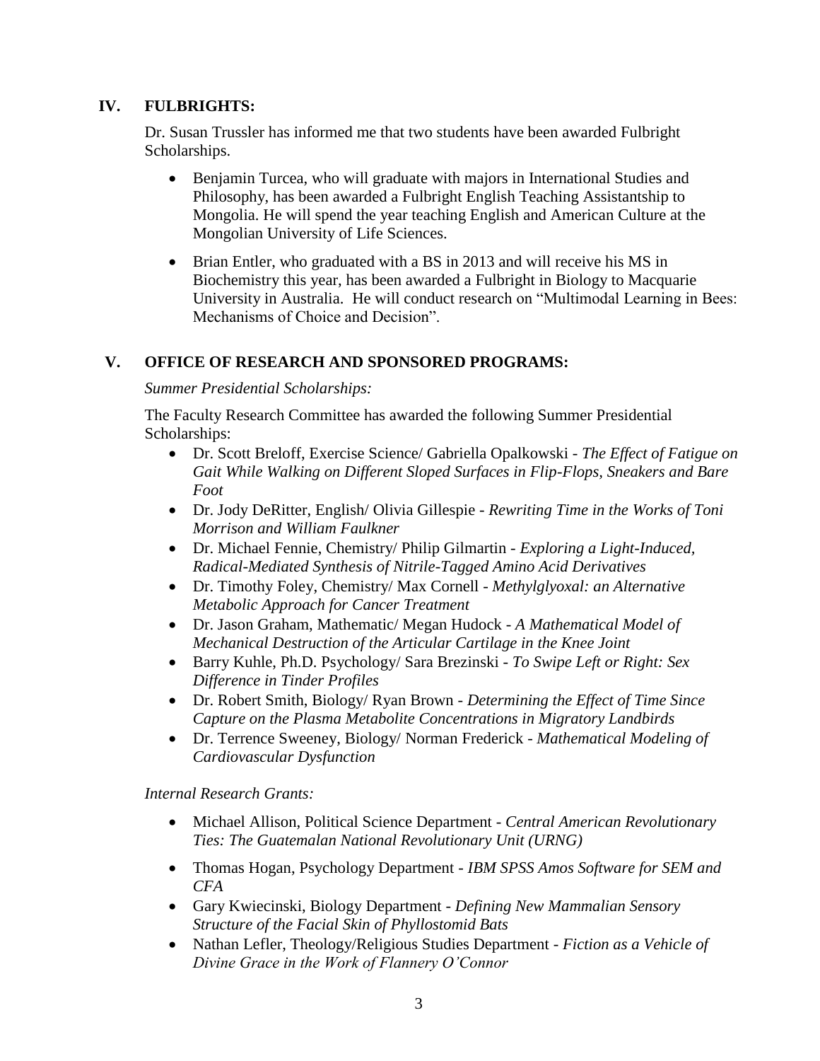## IV. FULBRIGHTS:

Dr. Susan Trussler has informed me that two students have been awarded Fulbright Scholarships.

- Benjamin Turcea, who will graduate with majors in International Studies and Philosophy, has been awarded a Fulbright English Teaching Assistantship to Mongolia. He will spend the year teaching English and American Culture at the Mongolian University of Life Sciences.
- Brian Entler, who graduated with a BS in 2013 and will receive his MS in Biochemistry this year, has been awarded a Fulbright in Biology to Macquarie University in Australia. He will conduct research on "Multimodal Learning in Bees: Mechanisms of Choice and Decision".

## V. OFFICE OF RESEARCH AND SPONSORED PROGRAMS:

*Summer Presidential Scholarships:*

The Faculty Research Committee has awarded the following Summer Presidential Scholarships:

- Dr. Scott Breloff, Exercise Science/ Gabriella Opalkowski - *The Effect of Fatigue on Gait While Walking on Different Sloped Surfaces in Flip-Flops, Sneakers and Bare Foot*
- Dr. Jody DeRitter, English/ Olivia Gillespie - *Rewriting Time in the Works of Toni Morrison and William Faulkner*
- Dr. Michael Fennie, Chemistry/ Philip Gilmartin - *Exploring a Light-Induced, Radical-Mediated Synthesis of Nitrile-Tagged Amino Acid Derivatives*
- Dr. Timothy Foley, Chemistry/ Max Cornell - *Methylglyoxal: an Alternative Metabolic Approach for Cancer Treatment*
- Dr. Jason Graham, Mathematic/ Megan Hudock - *A Mathematical Model of Mechanical Destruction of the Articular Cartilage in the Knee Joint*
- Barry Kuhle, Ph.D. Psychology/ Sara Brezinski - *To Swipe Left or Right: Sex Difference in Tinder Profiles*
- Dr. Robert Smith, Biology/ Ryan Brown - *Determining the Effect of Time Since Capture on the Plasma Metabolite Concentrations in Migratory Landbirds*
- Dr. Terrence Sweeney, Biology/ Norman Frederick - *Mathematical Modeling of Cardiovascular Dysfunction*

*Internal Research Grants:*

- Michael Allison, Political Science Department - *Central American Revolutionary Ties: The Guatemalan National Revolutionary Unit (URNG)*
- Thomas Hogan, Psychology Department - *IBM SPSS Amos Software for SEM and CFA*
- Gary Kwiecinski, Biology Department - *Defining New Mammalian Sensory Structure of the Facial Skin of Phyllostomid Bats*
- Nathan Lefler, Theology/Religious Studies Department - *Fiction as a Vehicle of Divine Grace in the Work of Flannery O'Connor*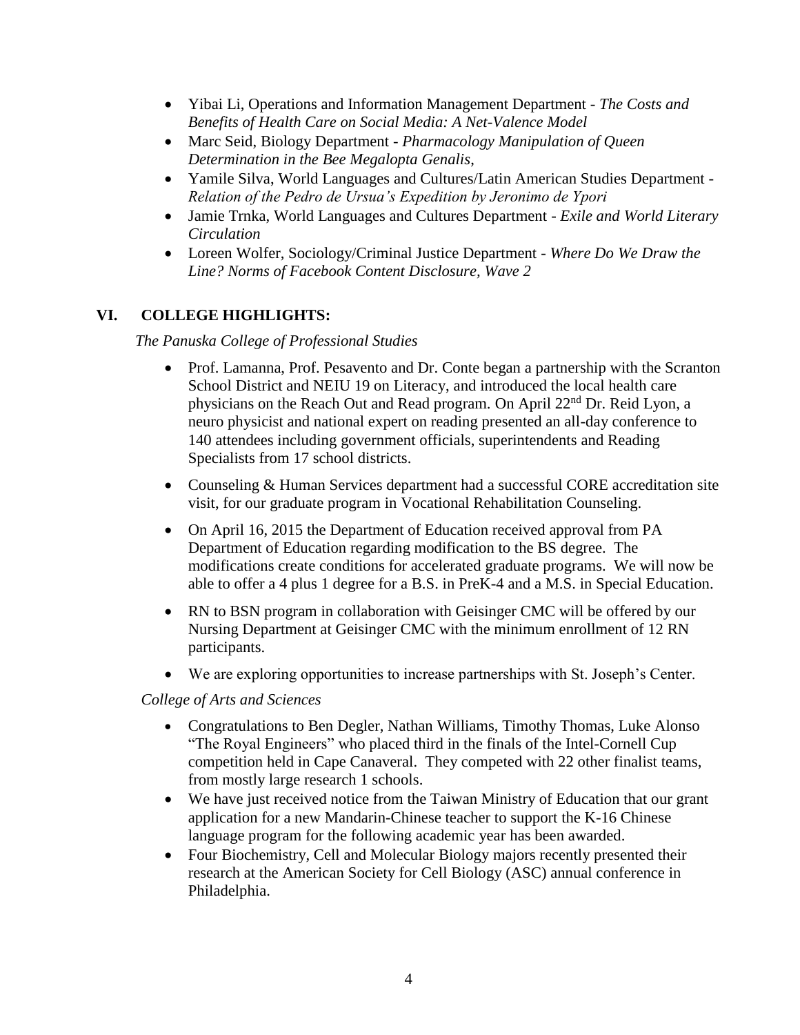- Yibai Li, Operations and Information Management Department - *The Costs and Benefits of Health Care on Social Media: A Net-Valence Model*
- Marc Seid, Biology Department - *Pharmacology Manipulation of Queen Determination in the Bee Megalopta Genalis,*
- Yamile Silva, World Languages and Cultures/Latin American Studies Department - *Relation of the Pedro de Ursua's Expedition by Jeronimo de Ypori*
- Jamie Trnka, World Languages and Cultures Department - *Exile and World Literary Circulation*
- Loreen Wolfer, Sociology/Criminal Justice Department - *Where Do We Draw the Line? Norms of Facebook Content Disclosure, Wave 2*

## VI. COLLEGE HIGHLIGHTS:

*The Panuska College of Professional Studies*

- Prof. Lamanna, Prof. Pesavento and Dr. Conte began a partnership with the Scranton School District and NEIU 19 on Literacy, and introduced the local health care physicians on the Reach Out and Read program. On April 22nd Dr. Reid Lyon, a neuro physicist and national expert on reading presented an all-day conference to 140 attendees including government officials, superintendents and Reading Specialists from 17 school districts.
- Counseling & Human Services department had a successful CORE accreditation site visit, for our graduate program in Vocational Rehabilitation Counseling.
- On April 16, 2015 the Department of Education received approval from PA Department of Education regarding modification to the BS degree. The modifications create conditions for accelerated graduate programs. We will now be able to offer a 4 plus 1 degree for a B.S. in PreK-4 and a M.S. in Special Education.
- RN to BSN program in collaboration with Geisinger CMC will be offered by our Nursing Department at Geisinger CMC with the minimum enrollment of 12 RN participants.
- We are exploring opportunities to increase partnerships with St. Joseph's Center.

*College of Arts and Sciences*

- Congratulations to Ben Degler, Nathan Williams, Timothy Thomas, Luke Alonso "The Royal Engineers" who placed third in the finals of the Intel-Cornell Cup competition held in Cape Canaveral. They competed with 22 other finalist teams, from mostly large research 1 schools.
- We have just received notice from the Taiwan Ministry of Education that our grant application for a new Mandarin-Chinese teacher to support the K-16 Chinese language program for the following academic year has been awarded.
- Four Biochemistry, Cell and Molecular Biology majors recently presented their research at the American Society for Cell Biology (ASC) annual conference in Philadelphia.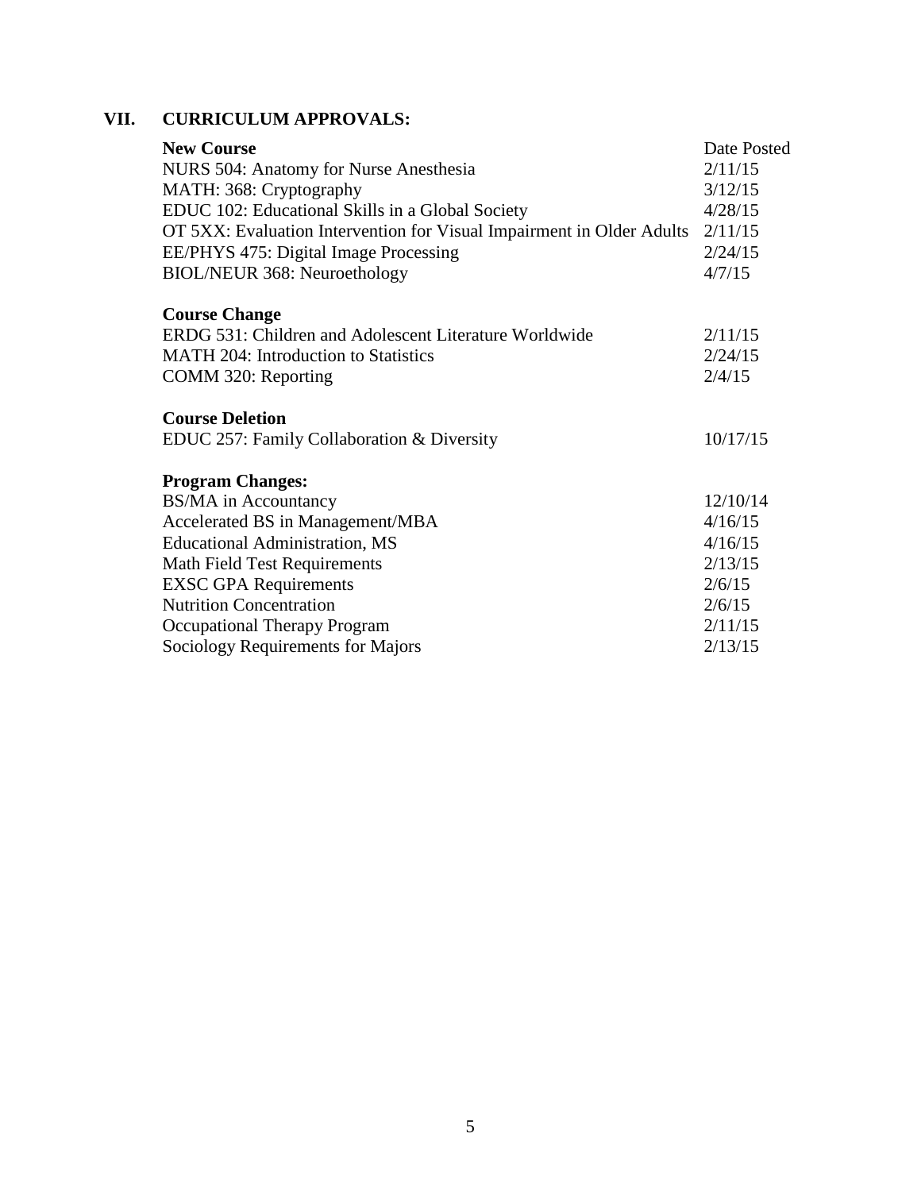## VII. CURRICULUM APPROVALS:

| **New Course** | Date Posted |
|---|---|
| NURS 504: Anatomy for Nurse Anesthesia | 2/11/15 |
| MATH: 368: Cryptography | 3/12/15 |
| EDUC 102: Educational Skills in a Global Society | 4/28/15 |
| OT 5XX: Evaluation Intervention for Visual Impairment in Older Adults | 2/11/15 |
| EE/PHYS 475: Digital Image Processing | 2/24/15 |
| BIOL/NEUR 368: Neuroethology | 4/7/15 |
| | |
| **Course Change** | |
| ERDG 531: Children and Adolescent Literature Worldwide | 2/11/15 |
| MATH 204: Introduction to Statistics | 2/24/15 |
| COMM 320: Reporting | 2/4/15 |
| | |
| **Course Deletion** | |
| EDUC 257: Family Collaboration & Diversity | 10/17/15 |
| | |
| **Program Changes:** | |
| BS/MA in Accountancy | 12/10/14 |
| Accelerated BS in Management/MBA | 4/16/15 |
| Educational Administration, MS | 4/16/15 |
| Math Field Test Requirements | 2/13/15 |
| EXSC GPA Requirements | 2/6/15 |
| Nutrition Concentration | 2/6/15 |
| Occupational Therapy Program | 2/11/15 |
| Sociology Requirements for Majors | 2/13/15 |